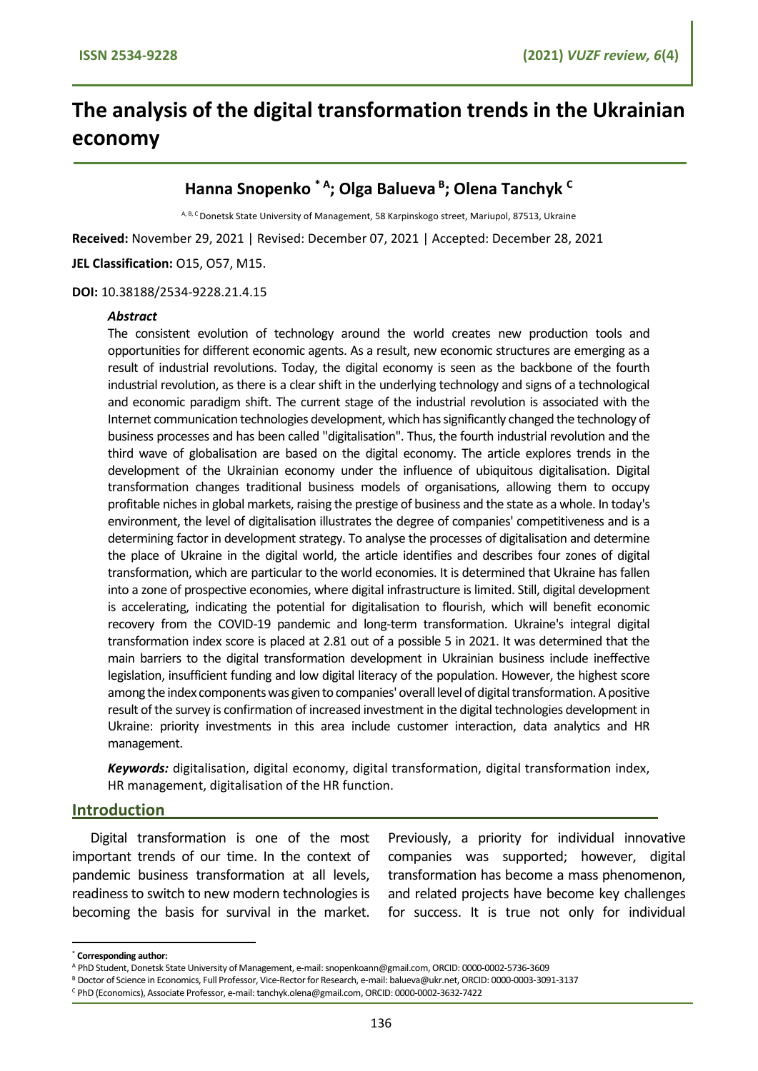# The analysis of the digital transformation trends in the Ukrainian economy

## Hanna Snopenko [*] [A]; Olga Balueva [B]; Olena Tanchyk [C]

[A, B, C] Donetsk State University of Management, 58 Karpinskogo street, Mariupol, 87513, Ukraine

**Received:** November 29, 2021 | Revised: December 07, 2021 | Accepted: December 28, 2021

**JEL Classification:** O15, O57, M15.

**DOI:** 10.38188/2534-9228.21.4.15

### *Abstract*

The consistent evolution of technology around the world creates new production tools and opportunities for different economic agents. As a result, new economic structures are emerging as a result of industrial revolutions. Today, the digital economy is seen as the backbone of the fourth industrial revolution, as there is a clear shift in the underlying technology and signs of a technological and economic paradigm shift. The current stage of the industrial revolution is associated with the Internet communication technologies development, which has significantly changed the technology of business processes and has been called "digitalisation". Thus, the fourth industrial revolution and the third wave of globalisation are based on the digital economy. The article explores trends in the development of the Ukrainian economy under the influence of ubiquitous digitalisation. Digital transformation changes traditional business models of organisations, allowing them to occupy profitable niches in global markets, raising the prestige of business and the state as a whole. In today's environment, the level of digitalisation illustrates the degree of companies' competitiveness and is a determining factor in development strategy. To analyse the processes of digitalisation and determine the place of Ukraine in the digital world, the article identifies and describes four zones of digital transformation, which are particular to the world economies. It is determined that Ukraine has fallen into a zone of prospective economies, where digital infrastructure is limited. Still, digital development is accelerating, indicating the potential for digitalisation to flourish, which will benefit economic recovery from the COVID-19 pandemic and long-term transformation. Ukraine's integral digital transformation index score is placed at 2.81 out of a possible 5 in 2021. It was determined that the main barriers to the digital transformation development in Ukrainian business include ineffective legislation, insufficient funding and low digital literacy of the population. However, the highest score among the index components was given to companies' overall level of digital transformation. A positive result of the survey is confirmation of increased investment in the digital technologies development in Ukraine: priority investments in this area include customer interaction, data analytics and HR management.

***Keywords:*** digitalisation, digital economy, digital transformation, digital transformation index, HR management, digitalisation of the HR function.

## Introduction

Digital transformation is one of the most important trends of our time. In the context of pandemic business transformation at all levels, readiness to switch to new modern technologies is becoming the basis for survival in the market. Previously, a priority for individual innovative companies was supported; however, digital transformation has become a mass phenomenon, and related projects have become key challenges for success. It is true not only for individual

---

[*] **Corresponding author:**

[A] PhD Student, Donetsk State University of Management, e-mail: snopenkoann@gmail.com, ORCID: 0000-0002-5736-3609

[B] Doctor of Science in Economics, Full Professor, Vice-Rector for Research, e-mail: balueva@ukr.net, ORCID: 0000-0003-3091-3137

[C] PhD (Economics), Associate Professor, e-mail: tanchyk.olena@gmail.com, ORCID: 0000-0002-3632-7422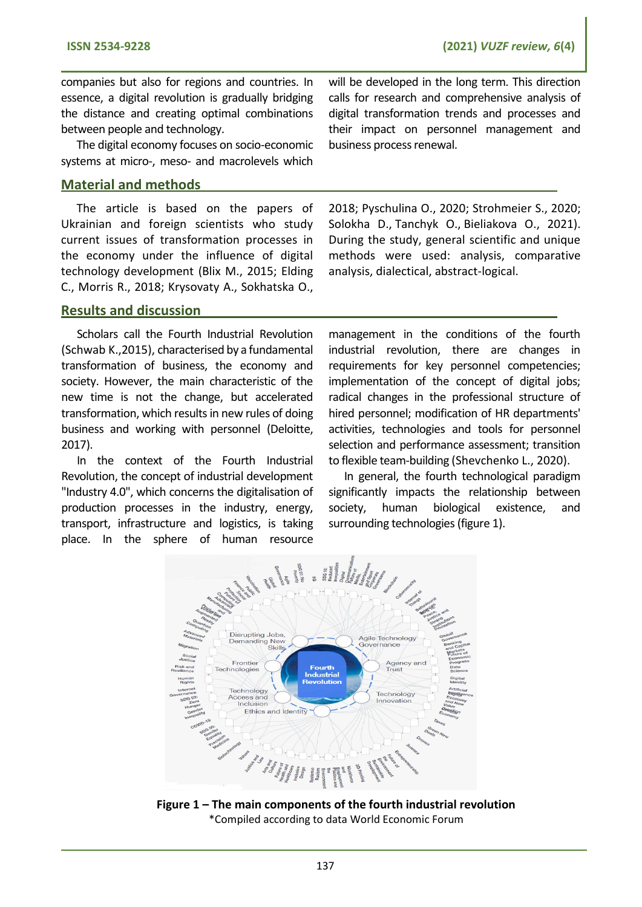companies but also for regions and countries. In essence, a digital revolution is gradually bridging the distance and creating optimal combinations between people and technology.

The digital economy focuses on socio-economic systems at micro-, meso- and macrolevels which will be developed in the long term. This direction calls for research and comprehensive analysis of digital transformation trends and processes and their impact on personnel management and business process renewal.

## Material and methods

The article is based on the papers of Ukrainian and foreign scientists who study current issues of transformation processes in the economy under the influence of digital technology development (Blix M., 2015; Elding C., Morris R., 2018; Krysovaty A., Sokhatska O., 2018; Pyschulina O., 2020; Strohmeier S., 2020; Solokha D., Tanchyk O., Bieliakova O., 2021). During the study, general scientific and unique methods were used: analysis, comparative analysis, dialectical, abstract-logical.

## Results and discussion

Scholars call the Fourth Industrial Revolution (Schwab K.,2015), characterised by a fundamental transformation of business, the economy and society. However, the main characteristic of the new time is not the change, but accelerated transformation, which results in new rules of doing business and working with personnel (Deloitte, 2017).

In the context of the Fourth Industrial Revolution, the concept of industrial development "Industry 4.0", which concerns the digitalisation of production processes in the industry, energy, transport, infrastructure and logistics, is taking place. In the sphere of human resource management in the conditions of the fourth industrial revolution, there are changes in requirements for key personnel competencies; implementation of the concept of digital jobs; radical changes in the professional structure of hired personnel; modification of HR departments' activities, technologies and tools for personnel selection and performance assessment; transition to flexible team-building (Shevchenko L., 2020).

In general, the fourth technological paradigm significantly impacts the relationship between society, human biological existence, and surrounding technologies (figure 1).

**Figure 1 – The main components of the fourth industrial revolution**
*Compiled according to data World Economic Forum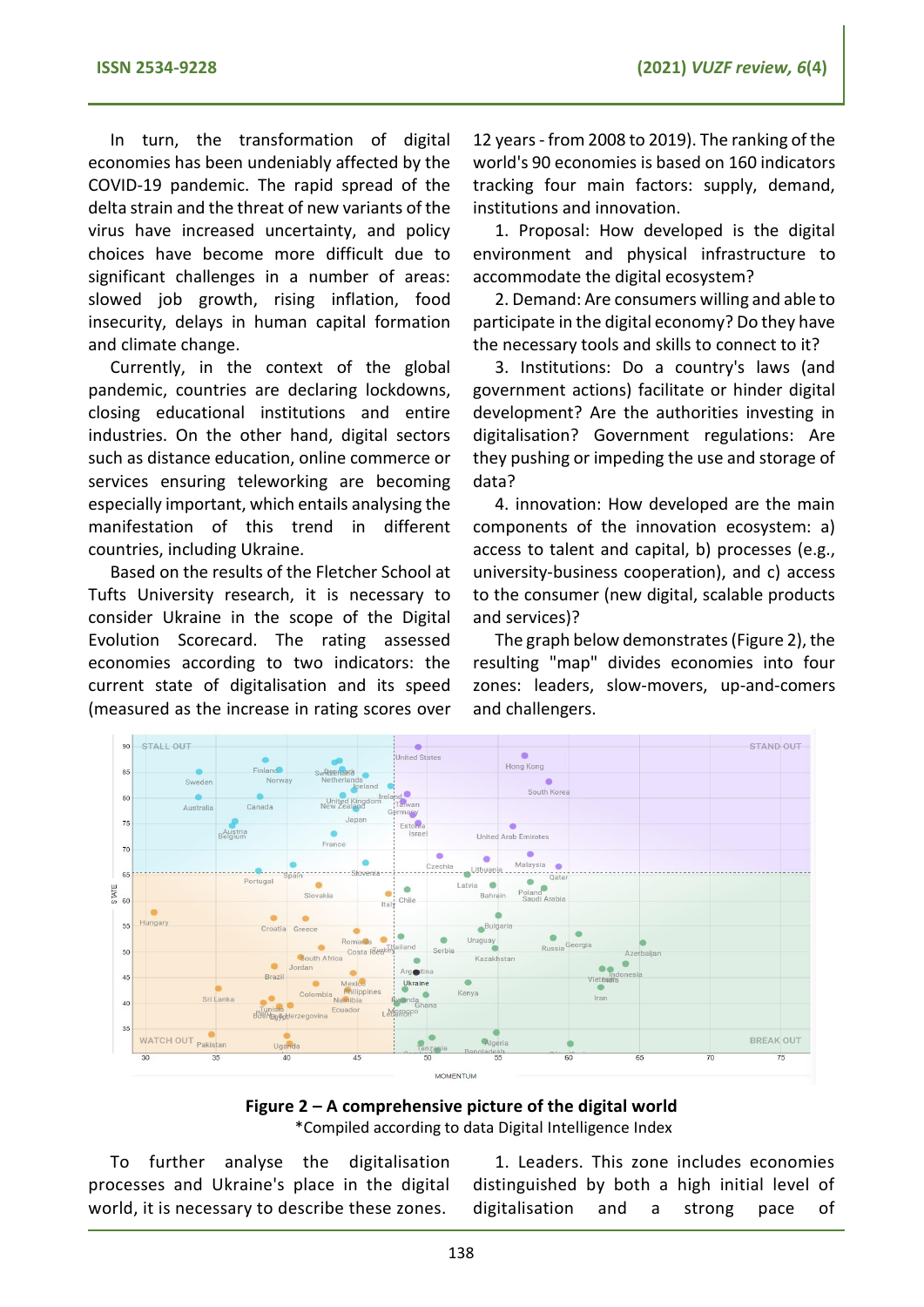In turn, the transformation of digital economies has been undeniably affected by the COVID-19 pandemic. The rapid spread of the delta strain and the threat of new variants of the virus have increased uncertainty, and policy choices have become more difficult due to significant challenges in a number of areas: slowed job growth, rising inflation, food insecurity, delays in human capital formation and climate change.

Currently, in the context of the global pandemic, countries are declaring lockdowns, closing educational institutions and entire industries. On the other hand, digital sectors such as distance education, online commerce or services ensuring teleworking are becoming especially important, which entails analysing the manifestation of this trend in different countries, including Ukraine.

Based on the results of the Fletcher School at Tufts University research, it is necessary to consider Ukraine in the scope of the Digital Evolution Scorecard. The rating assessed economies according to two indicators: the current state of digitalisation and its speed (measured as the increase in rating scores over 12 years - from 2008 to 2019). The ranking of the world's 90 economies is based on 160 indicators tracking four main factors: supply, demand, institutions and innovation.

1. Proposal: How developed is the digital environment and physical infrastructure to accommodate the digital ecosystem?

2. Demand: Are consumers willing and able to participate in the digital economy? Do they have the necessary tools and skills to connect to it?

3. Institutions: Do a country's laws (and government actions) facilitate or hinder digital development? Are the authorities investing in digitalisation? Government regulations: Are they pushing or impeding the use and storage of data?

4. innovation: How developed are the main components of the innovation ecosystem: a) access to talent and capital, b) processes (e.g., university-business cooperation), and c) access to the consumer (new digital, scalable products and services)?

The graph below demonstrates (Figure 2), the resulting "map" divides economies into four zones: leaders, slow-movers, up-and-comers and challengers.

**Figure 2 – A comprehensive picture of the digital world**
*Compiled according to data Digital Intelligence Index

To further analyse the digitalisation processes and Ukraine's place in the digital world, it is necessary to describe these zones.

1. Leaders. This zone includes economies distinguished by both a high initial level of digitalisation and a strong pace of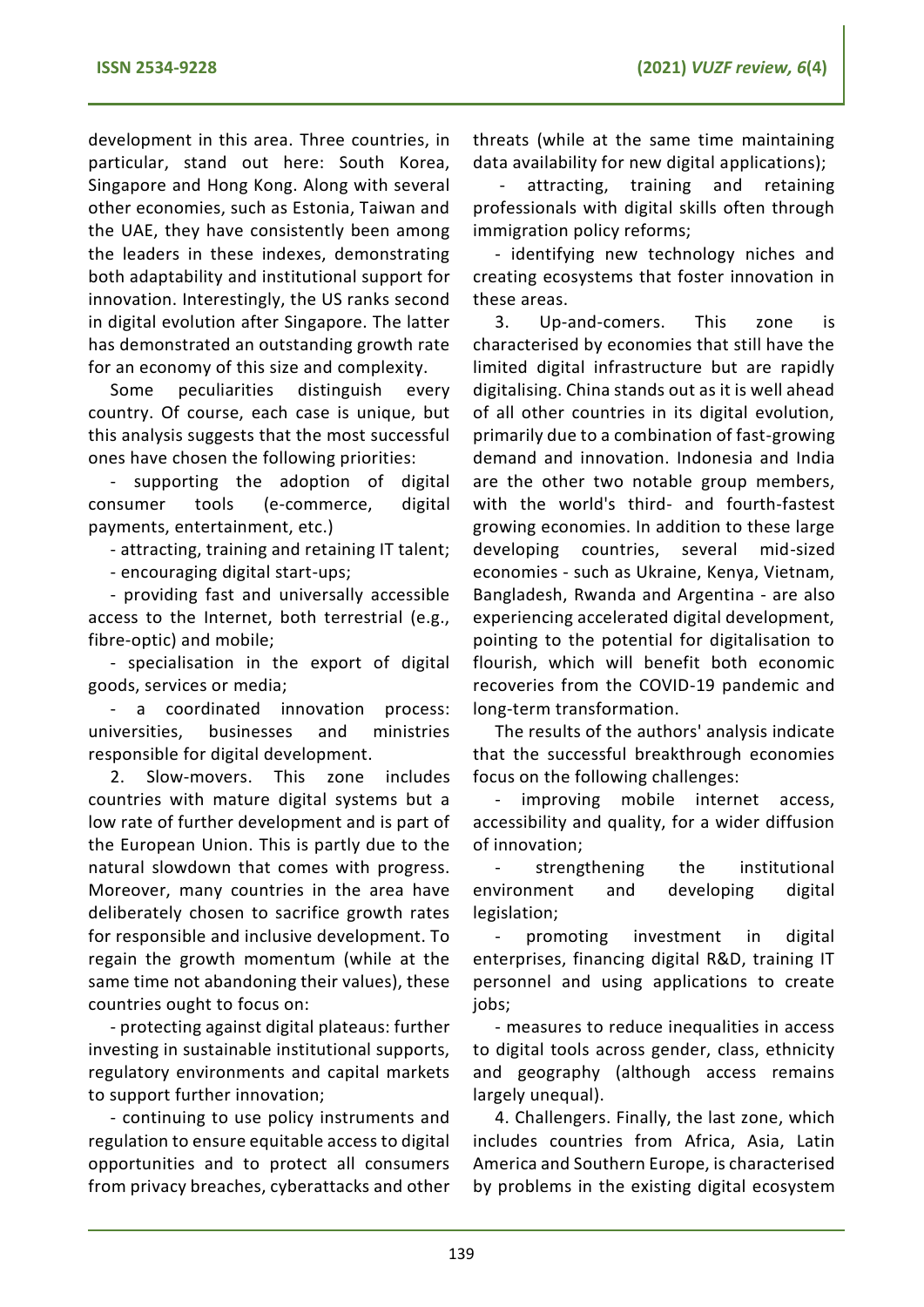development in this area. Three countries, in particular, stand out here: South Korea, Singapore and Hong Kong. Along with several other economies, such as Estonia, Taiwan and the UAE, they have consistently been among the leaders in these indexes, demonstrating both adaptability and institutional support for innovation. Interestingly, the US ranks second in digital evolution after Singapore. The latter has demonstrated an outstanding growth rate for an economy of this size and complexity.

Some peculiarities distinguish every country. Of course, each case is unique, but this analysis suggests that the most successful ones have chosen the following priorities:

- supporting the adoption of digital consumer tools (e-commerce, digital payments, entertainment, etc.)
- attracting, training and retaining IT talent;
- encouraging digital start-ups;
- providing fast and universally accessible access to the Internet, both terrestrial (e.g., fibre-optic) and mobile;
- specialisation in the export of digital goods, services or media;
- a coordinated innovation process: universities, businesses and ministries responsible for digital development.

2. Slow-movers. This zone includes countries with mature digital systems but a low rate of further development and is part of the European Union. This is partly due to the natural slowdown that comes with progress. Moreover, many countries in the area have deliberately chosen to sacrifice growth rates for responsible and inclusive development. To regain the growth momentum (while at the same time not abandoning their values), these countries ought to focus on:

- protecting against digital plateaus: further investing in sustainable institutional supports, regulatory environments and capital markets to support further innovation;
- continuing to use policy instruments and regulation to ensure equitable access to digital opportunities and to protect all consumers from privacy breaches, cyberattacks and other threats (while at the same time maintaining data availability for new digital applications);
- attracting, training and retaining professionals with digital skills often through immigration policy reforms;
- identifying new technology niches and creating ecosystems that foster innovation in these areas.

3. Up-and-comers. This zone is characterised by economies that still have the limited digital infrastructure but are rapidly digitalising. China stands out as it is well ahead of all other countries in its digital evolution, primarily due to a combination of fast-growing demand and innovation. Indonesia and India are the other two notable group members, with the world's third- and fourth-fastest growing economies. In addition to these large developing countries, several mid-sized economies - such as Ukraine, Kenya, Vietnam, Bangladesh, Rwanda and Argentina - are also experiencing accelerated digital development, pointing to the potential for digitalisation to flourish, which will benefit both economic recoveries from the COVID-19 pandemic and long-term transformation.

The results of the authors' analysis indicate that the successful breakthrough economies focus on the following challenges:

- improving mobile internet access, accessibility and quality, for a wider diffusion of innovation;
- strengthening the institutional environment and developing digital legislation;
- promoting investment in digital enterprises, financing digital R&D, training IT personnel and using applications to create jobs;
- measures to reduce inequalities in access to digital tools across gender, class, ethnicity and geography (although access remains largely unequal).

4. Challengers. Finally, the last zone, which includes countries from Africa, Asia, Latin America and Southern Europe, is characterised by problems in the existing digital ecosystem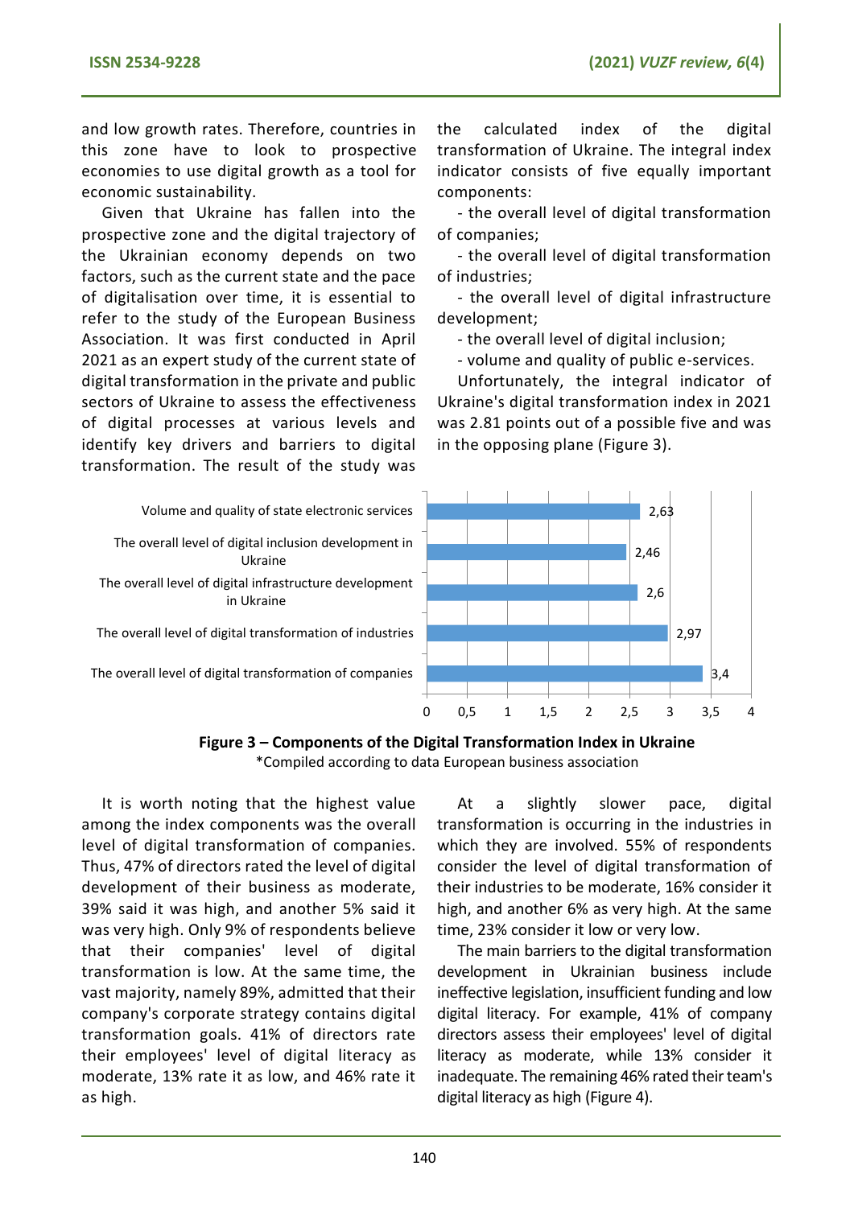and low growth rates. Therefore, countries in this zone have to look to prospective economies to use digital growth as a tool for economic sustainability.

Given that Ukraine has fallen into the prospective zone and the digital trajectory of the Ukrainian economy depends on two factors, such as the current state and the pace of digitalisation over time, it is essential to refer to the study of the European Business Association. It was first conducted in April 2021 as an expert study of the current state of digital transformation in the private and public sectors of Ukraine to assess the effectiveness of digital processes at various levels and identify key drivers and barriers to digital transformation. The result of the study was the calculated index of the digital transformation of Ukraine. The integral index indicator consists of five equally important components:

- the overall level of digital transformation of companies;
- the overall level of digital transformation of industries;
- the overall level of digital infrastructure development;
- the overall level of digital inclusion;
- volume and quality of public e-services.

Unfortunately, the integral indicator of Ukraine's digital transformation index in 2021 was 2.81 points out of a possible five and was in the opposing plane (Figure 3).

| Component | Value |
|---|---|
| Volume and quality of state electronic services | 2,63 |
| The overall level of digital inclusion development in Ukraine | 2,46 |
| The overall level of digital infrastructure development in Ukraine | 2,6 |
| The overall level of digital transformation of industries | 2,97 |
| The overall level of digital transformation of companies | 3,4 |

**Figure 3 – Components of the Digital Transformation Index in Ukraine**
*Compiled according to data European business association

It is worth noting that the highest value among the index components was the overall level of digital transformation of companies. Thus, 47% of directors rated the level of digital development of their business as moderate, 39% said it was high, and another 5% said it was very high. Only 9% of respondents believe that their companies' level of digital transformation is low. At the same time, the vast majority, namely 89%, admitted that their company's corporate strategy contains digital transformation goals. 41% of directors rate their employees' level of digital literacy as moderate, 13% rate it as low, and 46% rate it as high.

At a slightly slower pace, digital transformation is occurring in the industries in which they are involved. 55% of respondents consider the level of digital transformation of their industries to be moderate, 16% consider it high, and another 6% as very high. At the same time, 23% consider it low or very low.

The main barriers to the digital transformation development in Ukrainian business include ineffective legislation, insufficient funding and low digital literacy. For example, 41% of company directors assess their employees' level of digital literacy as moderate, while 13% consider it inadequate. The remaining 46% rated their team's digital literacy as high (Figure 4).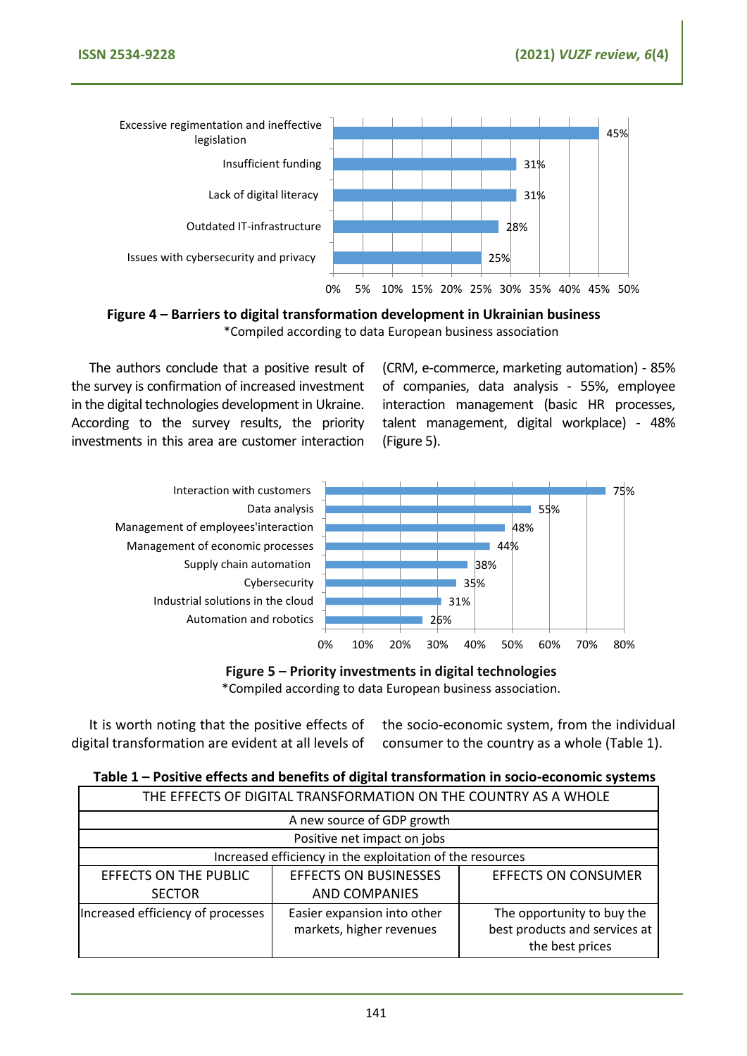Excessive regimentation and ineffective legislation — 45%
Insufficient funding — 31%
Lack of digital literacy — 31%
Outdated IT-infrastructure — 28%
Issues with cybersecurity and privacy — 25%

**Figure 4 – Barriers to digital transformation development in Ukrainian business**

*Compiled according to data European business association

The authors conclude that a positive result of the survey is confirmation of increased investment in the digital technologies development in Ukraine. According to the survey results, the priority investments in this area are customer interaction (CRM, e-commerce, marketing automation) - 85% of companies, data analysis - 55%, employee interaction management (basic HR processes, talent management, digital workplace) - 48% (Figure 5).

Interaction with customers — 75%
Data analysis — 55%
Management of employees'interaction — 48%
Management of economic processes — 44%
Supply chain automation — 38%
Cybersecurity — 35%
Industrial solutions in the cloud — 31%
Automation and robotics — 26%

**Figure 5 – Priority investments in digital technologies**

*Compiled according to data European business association.

It is worth noting that the positive effects of digital transformation are evident at all levels of the socio-economic system, from the individual consumer to the country as a whole (Table 1).

**Table 1 – Positive effects and benefits of digital transformation in socio-economic systems**

| THE EFFECTS OF DIGITAL TRANSFORMATION ON THE COUNTRY AS A WHOLE | | |
|---|---|---|
| A new source of GDP growth | | |
| Positive net impact on jobs | | |
| Increased efficiency in the exploitation of the resources | | |
| EFFECTS ON THE PUBLIC SECTOR | EFFECTS ON BUSINESSES AND COMPANIES | EFFECTS ON CONSUMER |
| Increased efficiency of processes | Easier expansion into other markets, higher revenues | The opportunity to buy the best products and services at the best prices |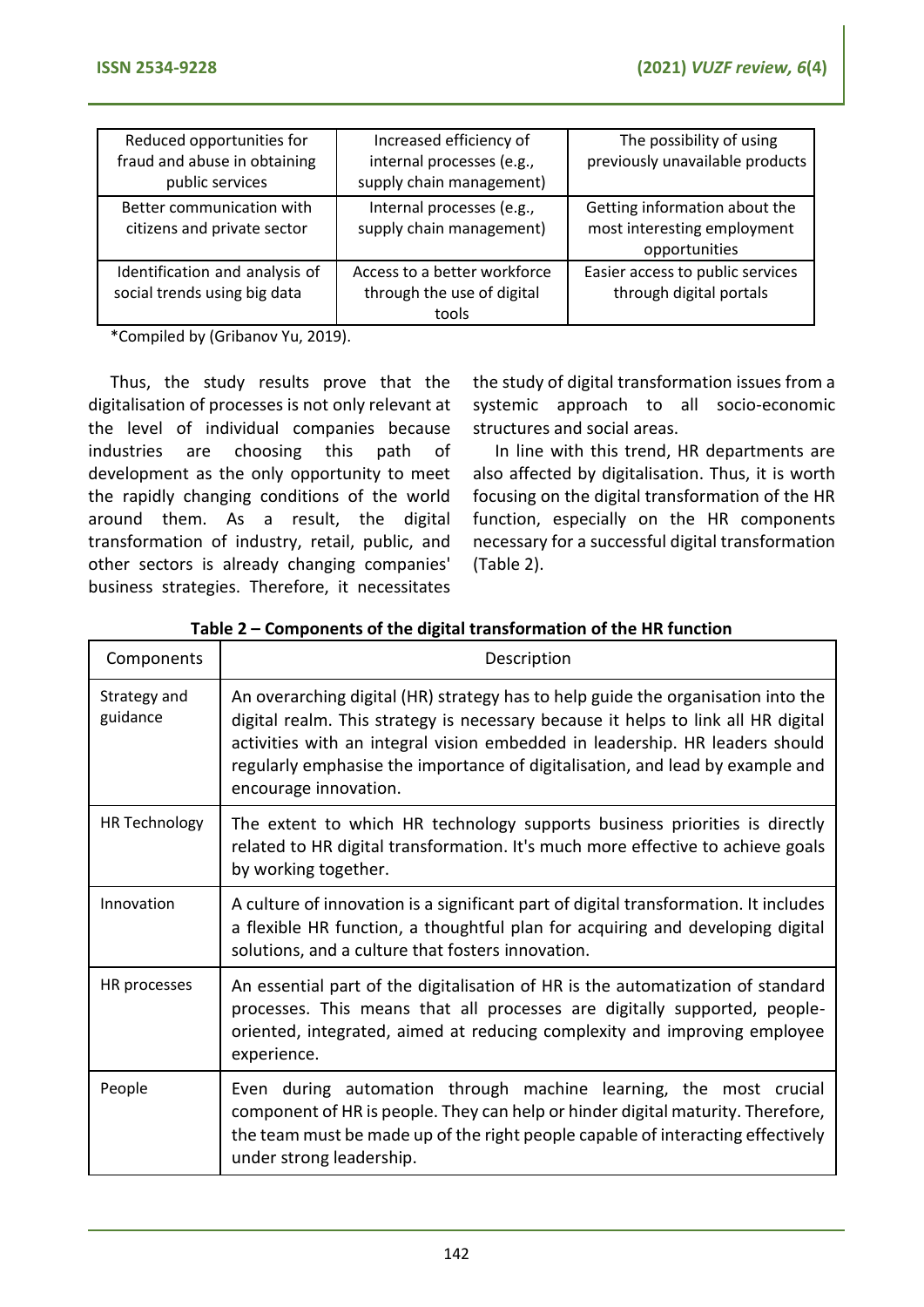| Reduced opportunities for fraud and abuse in obtaining public services | Increased efficiency of internal processes (e.g., supply chain management) | The possibility of using previously unavailable products |
|---|---|---|
| Better communication with citizens and private sector | Internal processes (e.g., supply chain management) | Getting information about the most interesting employment opportunities |
| Identification and analysis of social trends using big data | Access to a better workforce through the use of digital tools | Easier access to public services through digital portals |

*Compiled by (Gribanov Yu, 2019).

Thus, the study results prove that the digitalisation of processes is not only relevant at the level of individual companies because industries are choosing this path of development as the only opportunity to meet the rapidly changing conditions of the world around them. As a result, the digital transformation of industry, retail, public, and other sectors is already changing companies' business strategies. Therefore, it necessitates the study of digital transformation issues from a systemic approach to all socio-economic structures and social areas.

In line with this trend, HR departments are also affected by digitalisation. Thus, it is worth focusing on the digital transformation of the HR function, especially on the HR components necessary for a successful digital transformation (Table 2).

**Table 2 – Components of the digital transformation of the HR function**

| Components | Description |
|---|---|
| Strategy and guidance | An overarching digital (HR) strategy has to help guide the organisation into the digital realm. This strategy is necessary because it helps to link all HR digital activities with an integral vision embedded in leadership. HR leaders should regularly emphasise the importance of digitalisation, and lead by example and encourage innovation. |
| HR Technology | The extent to which HR technology supports business priorities is directly related to HR digital transformation. It's much more effective to achieve goals by working together. |
| Innovation | A culture of innovation is a significant part of digital transformation. It includes a flexible HR function, a thoughtful plan for acquiring and developing digital solutions, and a culture that fosters innovation. |
| HR processes | An essential part of the digitalisation of HR is the automatization of standard processes. This means that all processes are digitally supported, people-oriented, integrated, aimed at reducing complexity and improving employee experience. |
| People | Even during automation through machine learning, the most crucial component of HR is people. They can help or hinder digital maturity. Therefore, the team must be made up of the right people capable of interacting effectively under strong leadership. |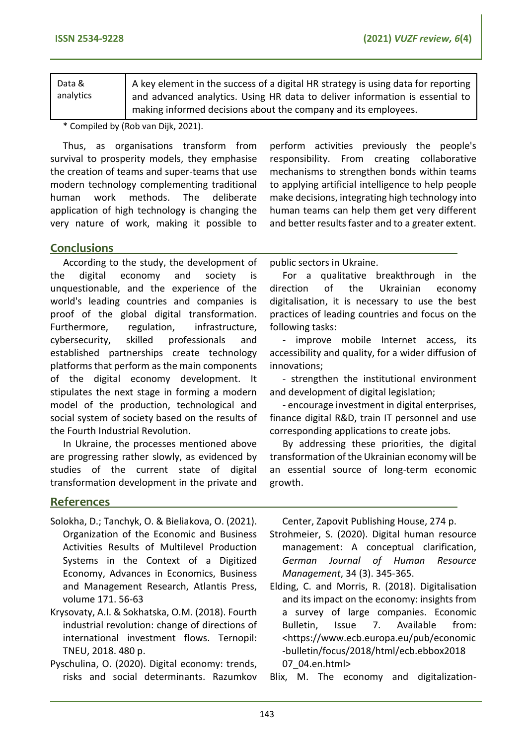| Data & analytics | A key element in the success of a digital HR strategy is using data for reporting and advanced analytics. Using HR data to deliver information is essential to making informed decisions about the company and its employees. |
|---|---|

\* Compiled by (Rob van Dijk, 2021).

Thus, as organisations transform from survival to prosperity models, they emphasise the creation of teams and super-teams that use modern technology complementing traditional human work methods. The deliberate application of high technology is changing the very nature of work, making it possible to perform activities previously the people's responsibility. From creating collaborative mechanisms to strengthen bonds within teams to applying artificial intelligence to help people make decisions, integrating high technology into human teams can help them get very different and better results faster and to a greater extent.

## Conclusions

According to the study, the development of the digital economy and society is unquestionable, and the experience of the world's leading countries and companies is proof of the global digital transformation. Furthermore, regulation, infrastructure, cybersecurity, skilled professionals and established partnerships create technology platforms that perform as the main components of the digital economy development. It stipulates the next stage in forming a modern model of the production, technological and social system of society based on the results of the Fourth Industrial Revolution.

In Ukraine, the processes mentioned above are progressing rather slowly, as evidenced by studies of the current state of digital transformation development in the private and public sectors in Ukraine.

For a qualitative breakthrough in the direction of the Ukrainian economy digitalisation, it is necessary to use the best practices of leading countries and focus on the following tasks:

- improve mobile Internet access, its accessibility and quality, for a wider diffusion of innovations;
- strengthen the institutional environment and development of digital legislation;
- encourage investment in digital enterprises, finance digital R&D, train IT personnel and use corresponding applications to create jobs.

By addressing these priorities, the digital transformation of the Ukrainian economy will be an essential source of long-term economic growth.

## References

Solokha, D.; Tanchyk, O. & Bieliakova, O. (2021). Organization of the Economic and Business Activities Results of Multilevel Production Systems in the Context of a Digitized Economy, Advances in Economics, Business and Management Research, Atlantis Press, volume 171. 56-63

Krysovaty, A.I. & Sokhatska, O.M. (2018). Fourth industrial revolution: change of directions of international investment flows. Ternopil: TNEU, 2018. 480 p.

Pyschulina, O. (2020). Digital economy: trends, risks and social determinants. Razumkov Center, Zapovit Publishing House, 274 p.

Strohmeier, S. (2020). Digital human resource management: A conceptual clarification, *German Journal of Human Resource Management*, 34 (3). 345-365.

Elding, C. and Morris, R. (2018). Digitalisation and its impact on the economy: insights from a survey of large companies. Economic Bulletin, Issue 7. Available from: <https://www.ecb.europa.eu/pub/economic-bulletin/focus/2018/html/ecb.ebbox201807_04.en.html>

Blix, M. The economy and digitalization-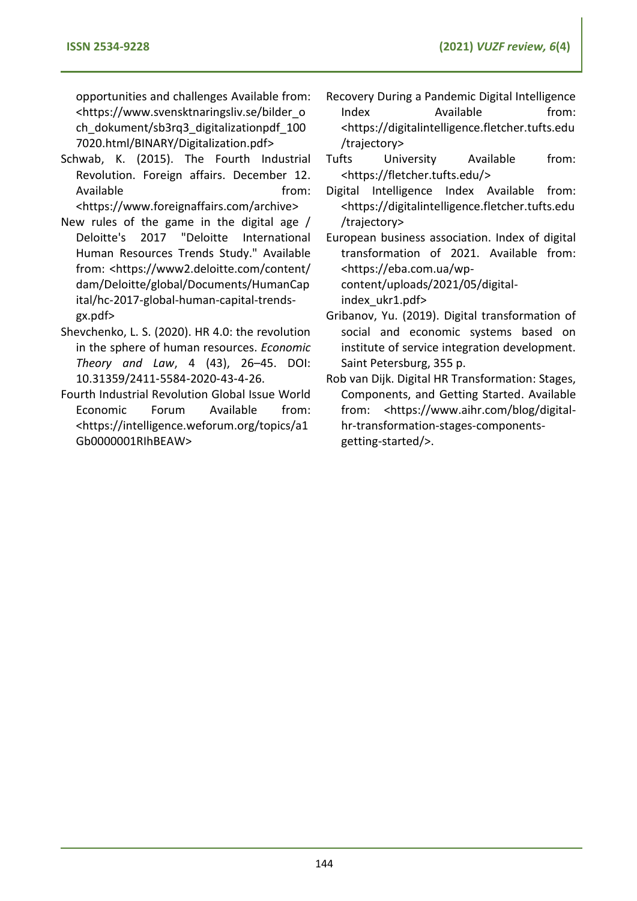opportunities and challenges Available from: <https://www.svensktnaringsliv.se/bilder_och_dokument/sb3rq3_digitalizationpdf_1007020.html/BINARY/Digitalization.pdf>

Schwab, K. (2015). The Fourth Industrial Revolution. Foreign affairs. December 12. Available from: <https://www.foreignaffairs.com/archive>

New rules of the game in the digital age / Deloitte's 2017 "Deloitte International Human Resources Trends Study." Available from: <https://www2.deloitte.com/content/dam/Deloitte/global/Documents/HumanCapital/hc-2017-global-human-capital-trends-gx.pdf>

Shevchenko, L. S. (2020). HR 4.0: the revolution in the sphere of human resources. *Economic Theory and Law*, 4 (43), 26–45. DOI: 10.31359/2411-5584-2020-43-4-26.

Fourth Industrial Revolution Global Issue World Economic Forum Available from: <https://intelligence.weforum.org/topics/a1Gb0000001RIhBEAW>

Recovery During a Pandemic Digital Intelligence Index Available from: <https://digitalintelligence.fletcher.tufts.edu/trajectory>

Tufts University Available from: <https://fletcher.tufts.edu/>

Digital Intelligence Index Available from: <https://digitalintelligence.fletcher.tufts.edu/trajectory>

European business association. Index of digital transformation of 2021. Available from: <https://eba.com.ua/wp-content/uploads/2021/05/digital-index_ukr1.pdf>

Gribanov, Yu. (2019). Digital transformation of social and economic systems based on institute of service integration development. Saint Petersburg, 355 p.

Rob van Dijk. Digital HR Transformation: Stages, Components, and Getting Started. Available from: <https://www.aihr.com/blog/digital-hr-transformation-stages-components-getting-started/>.